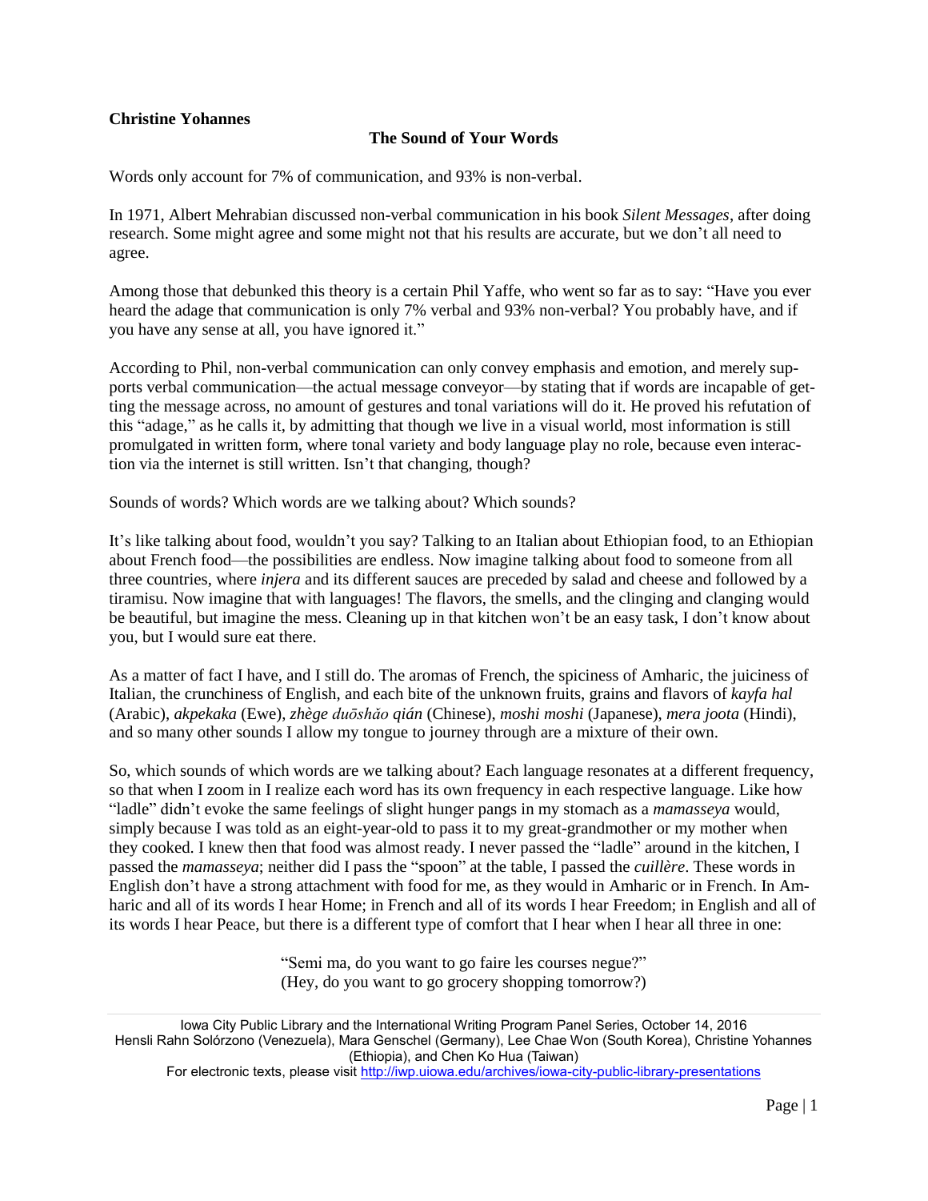**Christine Yohannes**

## The Sound of Your Words

Words only account for 7% of communication, and 93% is non-verbal.

In 1971, Albert Mehrabian discussed non-verbal communication in his book *Silent Messages*, after doing research. Some might agree and some might not that his results are accurate, but we don't all need to agree.

Among those that debunked this theory is a certain Phil Yaffe, who went so far as to say: "Have you ever heard the adage that communication is only 7% verbal and 93% non-verbal? You probably have, and if you have any sense at all, you have ignored it."

According to Phil, non-verbal communication can only convey emphasis and emotion, and merely supports verbal communication—the actual message conveyor—by stating that if words are incapable of getting the message across, no amount of gestures and tonal variations will do it. He proved his refutation of this "adage," as he calls it, by admitting that though we live in a visual world, most information is still promulgated in written form, where tonal variety and body language play no role, because even interaction via the internet is still written. Isn't that changing, though?

Sounds of words? Which words are we talking about? Which sounds?

It's like talking about food, wouldn't you say? Talking to an Italian about Ethiopian food, to an Ethiopian about French food—the possibilities are endless. Now imagine talking about food to someone from all three countries, where *injera* and its different sauces are preceded by salad and cheese and followed by a tiramisu. Now imagine that with languages! The flavors, the smells, and the clinging and clanging would be beautiful, but imagine the mess. Cleaning up in that kitchen won't be an easy task, I don't know about you, but I would sure eat there.

As a matter of fact I have, and I still do. The aromas of French, the spiciness of Amharic, the juiciness of Italian, the crunchiness of English, and each bite of the unknown fruits, grains and flavors of *kayfa hal* (Arabic), *akpekaka* (Ewe), *zhège duōshǎo qián* (Chinese), *moshi moshi* (Japanese), *mera joota* (Hindi), and so many other sounds I allow my tongue to journey through are a mixture of their own.

So, which sounds of which words are we talking about? Each language resonates at a different frequency, so that when I zoom in I realize each word has its own frequency in each respective language. Like how "ladle" didn't evoke the same feelings of slight hunger pangs in my stomach as a *mamasseya* would, simply because I was told as an eight-year-old to pass it to my great-grandmother or my mother when they cooked. I knew then that food was almost ready. I never passed the "ladle" around in the kitchen, I passed the *mamasseya*; neither did I pass the "spoon" at the table, I passed the *cuillère*. These words in English don't have a strong attachment with food for me, as they would in Amharic or in French. In Amharic and all of its words I hear Home; in French and all of its words I hear Freedom; in English and all of its words I hear Peace, but there is a different type of comfort that I hear when I hear all three in one:

> "Semi ma, do you want to go faire les courses negue?"
> (Hey, do you want to go grocery shopping tomorrow?)

Iowa City Public Library and the International Writing Program Panel Series, October 14, 2016
Hensli Rahn Solórzono (Venezuela), Mara Genschel (Germany), Lee Chae Won (South Korea), Christine Yohannes (Ethiopia), and Chen Ko Hua (Taiwan)
For electronic texts, please visit http://iwp.uiowa.edu/archives/iowa-city-public-library-presentations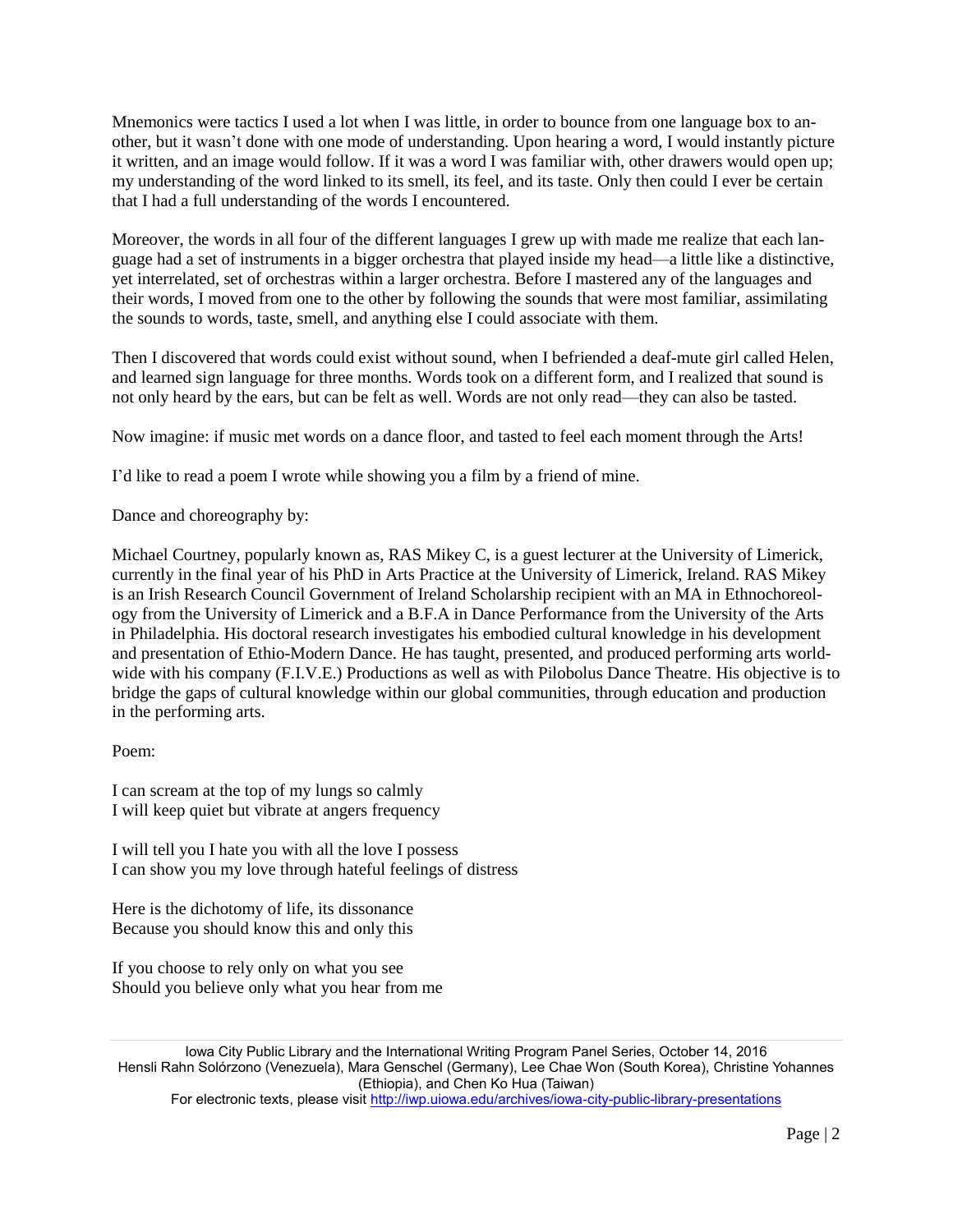Mnemonics were tactics I used a lot when I was little, in order to bounce from one language box to another, but it wasn't done with one mode of understanding. Upon hearing a word, I would instantly picture it written, and an image would follow. If it was a word I was familiar with, other drawers would open up; my understanding of the word linked to its smell, its feel, and its taste. Only then could I ever be certain that I had a full understanding of the words I encountered.

Moreover, the words in all four of the different languages I grew up with made me realize that each language had a set of instruments in a bigger orchestra that played inside my head—a little like a distinctive, yet interrelated, set of orchestras within a larger orchestra. Before I mastered any of the languages and their words, I moved from one to the other by following the sounds that were most familiar, assimilating the sounds to words, taste, smell, and anything else I could associate with them.

Then I discovered that words could exist without sound, when I befriended a deaf-mute girl called Helen, and learned sign language for three months. Words took on a different form, and I realized that sound is not only heard by the ears, but can be felt as well. Words are not only read—they can also be tasted.

Now imagine: if music met words on a dance floor, and tasted to feel each moment through the Arts!

I'd like to read a poem I wrote while showing you a film by a friend of mine.

Dance and choreography by:

Michael Courtney, popularly known as, RAS Mikey C, is a guest lecturer at the University of Limerick, currently in the final year of his PhD in Arts Practice at the University of Limerick, Ireland. RAS Mikey is an Irish Research Council Government of Ireland Scholarship recipient with an MA in Ethnochoreology from the University of Limerick and a B.F.A in Dance Performance from the University of the Arts in Philadelphia. His doctoral research investigates his embodied cultural knowledge in his development and presentation of Ethio-Modern Dance. He has taught, presented, and produced performing arts worldwide with his company (F.I.V.E.) Productions as well as with Pilobolus Dance Theatre. His objective is to bridge the gaps of cultural knowledge within our global communities, through education and production in the performing arts.

Poem:

I can scream at the top of my lungs so calmly  
I will keep quiet but vibrate at angers frequency

I will tell you I hate you with all the love I possess  
I can show you my love through hateful feelings of distress

Here is the dichotomy of life, its dissonance  
Because you should know this and only this

If you choose to rely only on what you see  
Should you believe only what you hear from me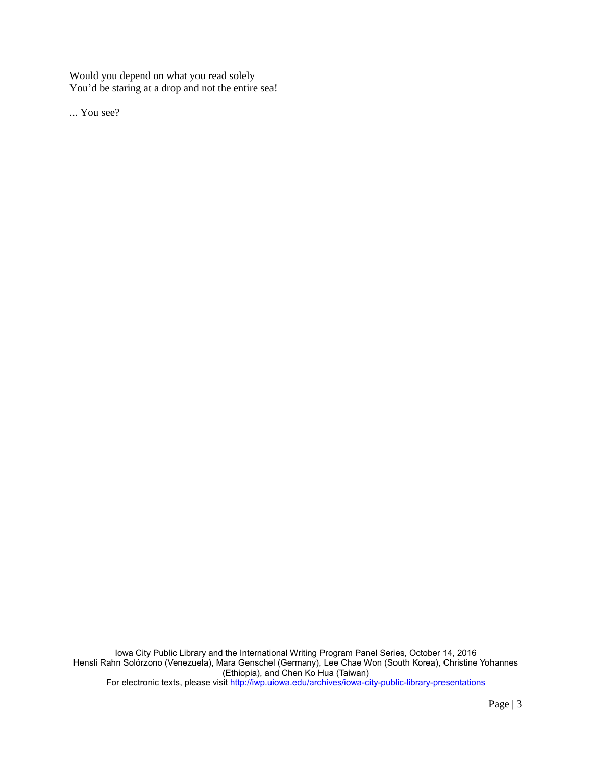Would you depend on what you read solely
You'd be staring at a drop and not the entire sea!

... You see?